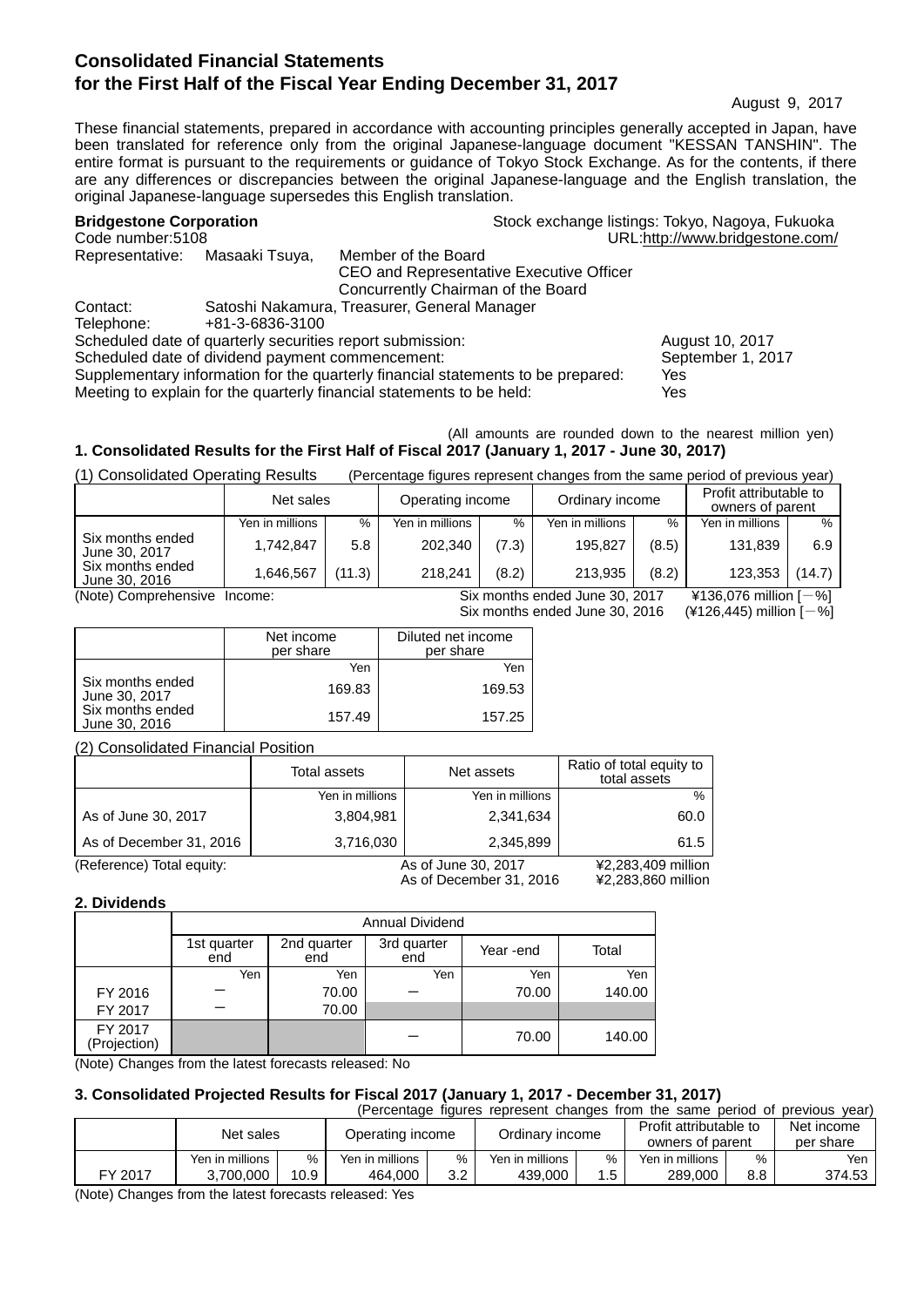# Consolidated Financial Statements for the First Half of the Fiscal Year Ending December 31, 2017

August 9, 2017

These financial statements, prepared in accordance with accounting principles generally accepted in Japan, have been translated for reference only from the original Japanese-language document "KESSAN TANSHIN". The entire format is pursuant to the requirements or guidance of Tokyo Stock Exchange. As for the contents, if there are any differences or discrepancies between the original Japanese-language and the English translation, the original Japanese-language supersedes this English translation.

**Bridgestone Corporation** Stock exchange listings: Tokyo, Nagoya, Fukuoka
Code number:5108 URL:http://www.bridgestone.com/
Representative: Masaaki Tsuya, Member of the Board
CEO and Representative Executive Officer
Concurrently Chairman of the Board
Contact: Satoshi Nakamura, Treasurer, General Manager
Telephone: +81-3-6836-3100

Scheduled date of quarterly securities report submission: August 10, 2017
Scheduled date of dividend payment commencement: September 1, 2017
Supplementary information for the quarterly financial statements to be prepared: Yes
Meeting to explain for the quarterly financial statements to be held: Yes

(All amounts are rounded down to the nearest million yen)

## 1. Consolidated Results for the First Half of Fiscal 2017 (January 1, 2017 - June 30, 2017)

(1) Consolidated Operating Results (Percentage figures represent changes from the same period of previous year)

| | Net sales | | Operating income | | Ordinary income | | Profit attributable to owners of parent | |
|---|---|---|---|---|---|---|---|---|
| | Yen in millions | % | Yen in millions | % | Yen in millions | % | Yen in millions | % |
| Six months ended June 30, 2017 | 1,742,847 | 5.8 | 202,340 | (7.3) | 195,827 | (8.5) | 131,839 | 6.9 |
| Six months ended June 30, 2016 | 1,646,567 | (11.3) | 218,241 | (8.2) | 213,935 | (8.2) | 123,353 | (14.7) |

(Note) Comprehensive Income: Six months ended June 30, 2017 ¥136,076 million [－%]
Six months ended June 30, 2016 (¥126,445) million [－%]

| | Net income per share | Diluted net income per share |
|---|---|---|
| | Yen | Yen |
| Six months ended June 30, 2017 | 169.83 | 169.53 |
| Six months ended June 30, 2016 | 157.49 | 157.25 |

(2) Consolidated Financial Position

| | Total assets | Net assets | Ratio of total equity to total assets |
|---|---|---|---|
| | Yen in millions | Yen in millions | % |
| As of June 30, 2017 | 3,804,981 | 2,341,634 | 60.0 |
| As of December 31, 2016 | 3,716,030 | 2,345,899 | 61.5 |

(Reference) Total equity: As of June 30, 2017 ¥2,283,409 million
As of December 31, 2016 ¥2,283,860 million

## 2. Dividends

| | Annual Dividend | | | | |
|---|---|---|---|---|---|
| | 1st quarter end | 2nd quarter end | 3rd quarter end | Year -end | Total |
| | Yen | Yen | Yen | Yen | Yen |
| FY 2016 | － | 70.00 | － | 70.00 | 140.00 |
| FY 2017 | － | 70.00 | | | |
| FY 2017 (Projection) | | | － | 70.00 | 140.00 |

(Note) Changes from the latest forecasts released: No

## 3. Consolidated Projected Results for Fiscal 2017 (January 1, 2017 - December 31, 2017)

(Percentage figures represent changes from the same period of previous year)

| | Net sales | | Operating income | | Ordinary income | | Profit attributable to owners of parent | | Net income per share |
|---|---|---|---|---|---|---|---|---|---|
| | Yen in millions | % | Yen in millions | % | Yen in millions | % | Yen in millions | % | Yen |
| FY 2017 | 3,700,000 | 10.9 | 464,000 | 3.2 | 439,000 | 1.5 | 289,000 | 8.8 | 374.53 |

(Note) Changes from the latest forecasts released: Yes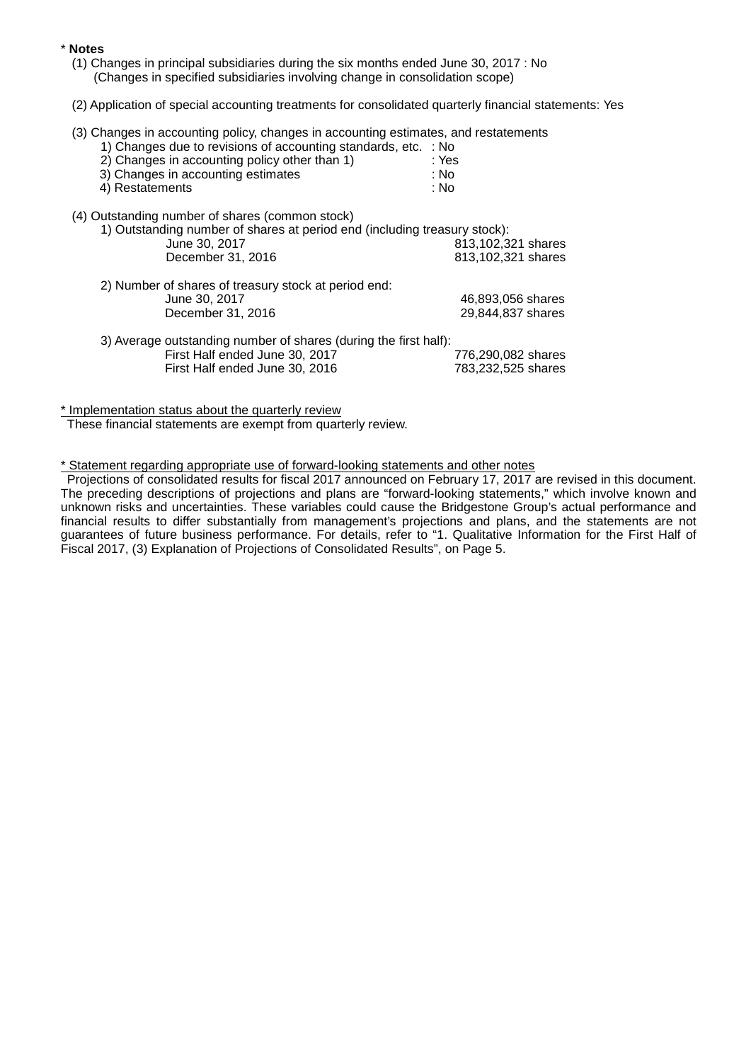\* **Notes**

(1) Changes in principal subsidiaries during the six months ended June 30, 2017 : No
(Changes in specified subsidiaries involving change in consolidation scope)

(2) Application of special accounting treatments for consolidated quarterly financial statements: Yes

(3) Changes in accounting policy, changes in accounting estimates, and restatements

1) Changes due to revisions of accounting standards, etc. : No
2) Changes in accounting policy other than 1) : Yes
3) Changes in accounting estimates : No
4) Restatements : No

(4) Outstanding number of shares (common stock)

1) Outstanding number of shares at period end (including treasury stock):

| | |
|---|---|
| June 30, 2017 | 813,102,321 shares |
| December 31, 2016 | 813,102,321 shares |

2) Number of shares of treasury stock at period end:

| | |
|---|---|
| June 30, 2017 | 46,893,056 shares |
| December 31, 2016 | 29,844,837 shares |

3) Average outstanding number of shares (during the first half):

| | |
|---|---|
| First Half ended June 30, 2017 | 776,290,082 shares |
| First Half ended June 30, 2016 | 783,232,525 shares |

\* Implementation status about the quarterly review

These financial statements are exempt from quarterly review.

\* Statement regarding appropriate use of forward-looking statements and other notes

Projections of consolidated results for fiscal 2017 announced on February 17, 2017 are revised in this document. The preceding descriptions of projections and plans are “forward-looking statements,” which involve known and unknown risks and uncertainties. These variables could cause the Bridgestone Group’s actual performance and financial results to differ substantially from management’s projections and plans, and the statements are not guarantees of future business performance. For details, refer to “1. Qualitative Information for the First Half of Fiscal 2017, (3) Explanation of Projections of Consolidated Results”, on Page 5.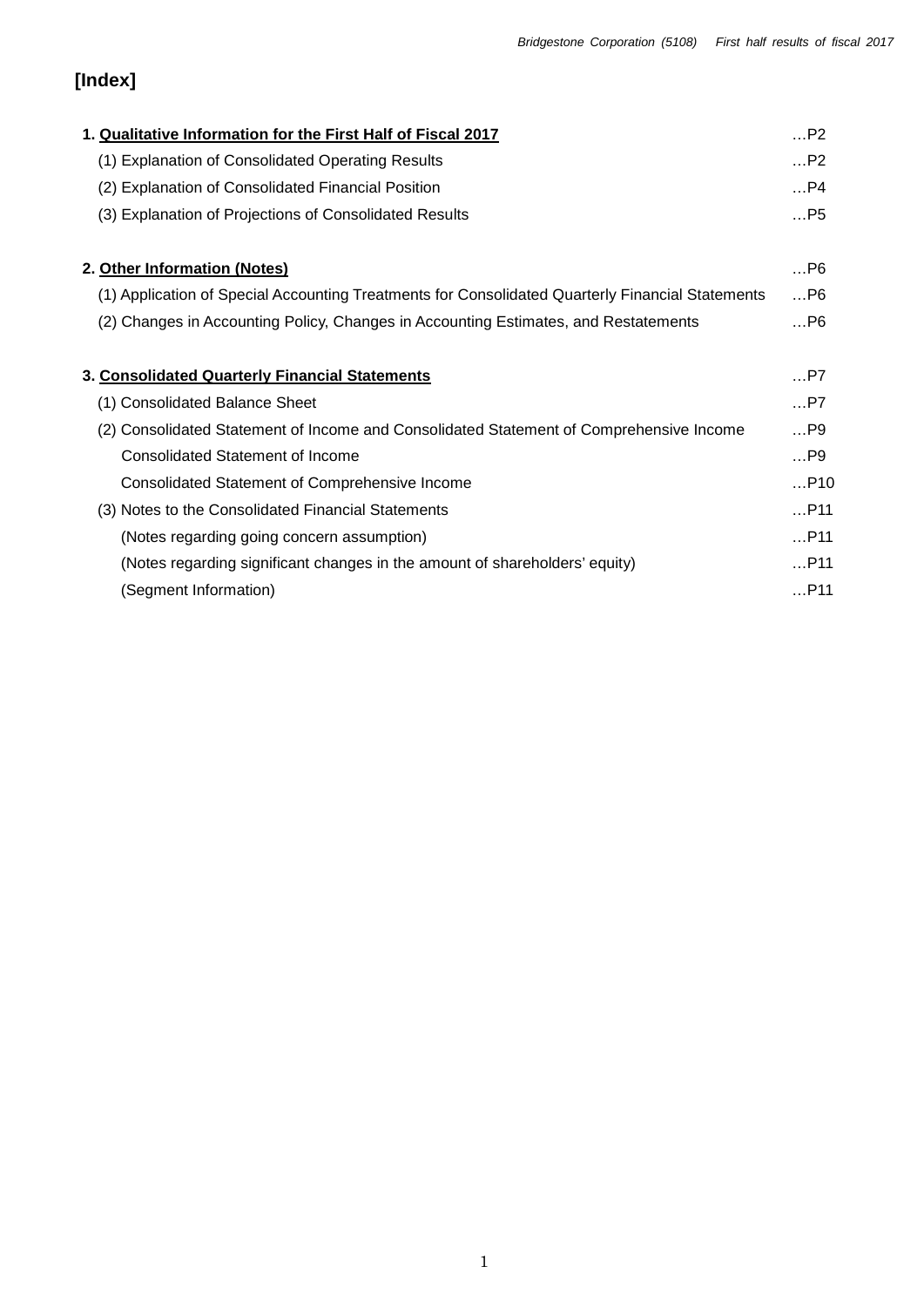# [Index]

| | |
|---|---|
| 1. **Qualitative Information for the First Half of Fiscal 2017** | …P2 |
| (1) Explanation of Consolidated Operating Results | …P2 |
| (2) Explanation of Consolidated Financial Position | …P4 |
| (3) Explanation of Projections of Consolidated Results | …P5 |
| | |
| 2. **Other Information (Notes)** | …P6 |
| (1) Application of Special Accounting Treatments for Consolidated Quarterly Financial Statements | …P6 |
| (2) Changes in Accounting Policy, Changes in Accounting Estimates, and Restatements | …P6 |
| | |
| 3. **Consolidated Quarterly Financial Statements** | …P7 |
| (1) Consolidated Balance Sheet | …P7 |
| (2) Consolidated Statement of Income and Consolidated Statement of Comprehensive Income | …P9 |
| Consolidated Statement of Income | …P9 |
| Consolidated Statement of Comprehensive Income | …P10 |
| (3) Notes to the Consolidated Financial Statements | …P11 |
| (Notes regarding going concern assumption) | …P11 |
| (Notes regarding significant changes in the amount of shareholders' equity) | …P11 |
| (Segment Information) | …P11 |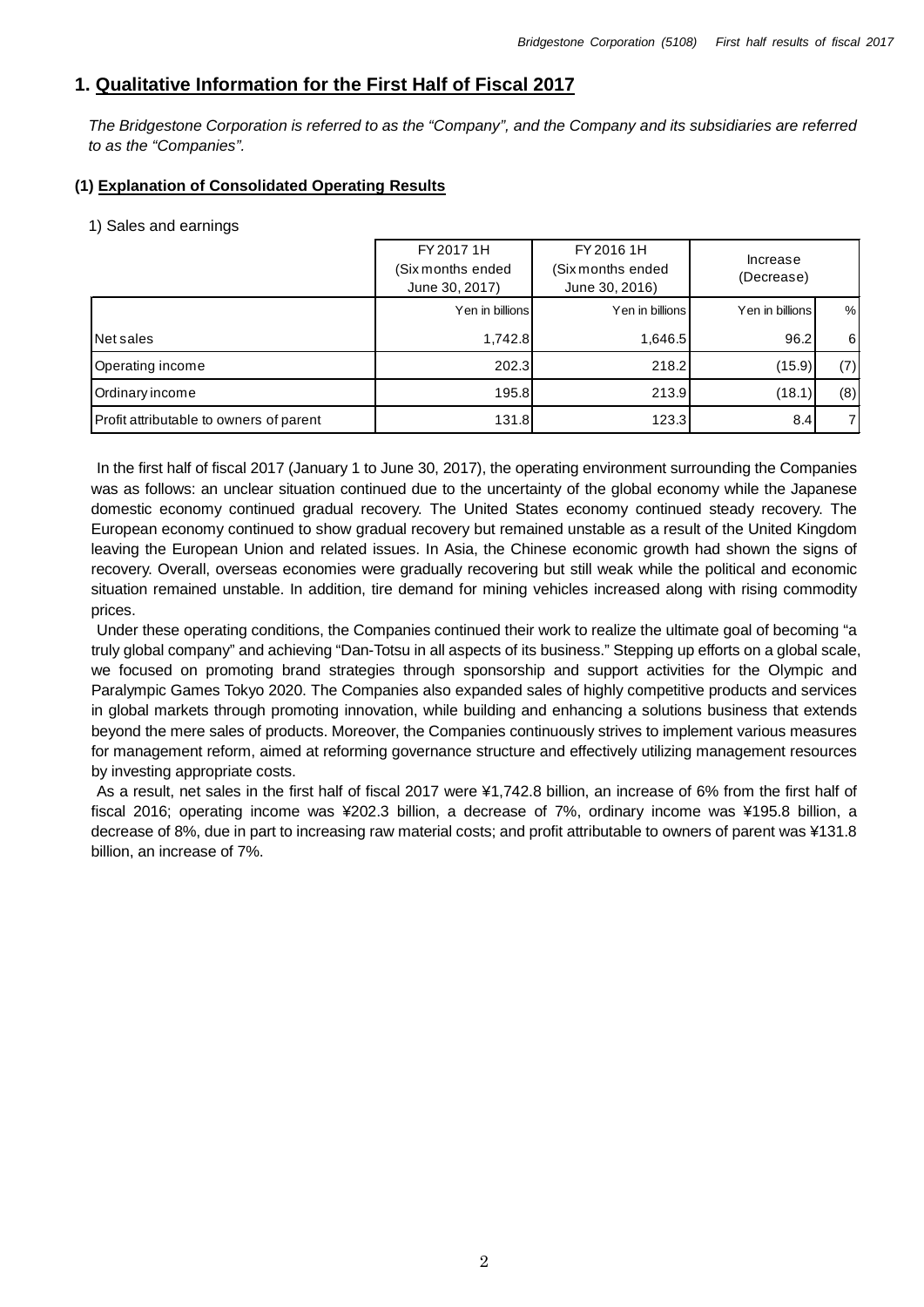# 1. Qualitative Information for the First Half of Fiscal 2017

*The Bridgestone Corporation is referred to as the "Company", and the Company and its subsidiaries are referred to as the "Companies".*

## (1) Explanation of Consolidated Operating Results

1) Sales and earnings

| | FY 2017 1H (Six months ended June 30, 2017) | FY 2016 1H (Six months ended June 30, 2016) | Increase (Decrease) | |
|---|---|---|---|---|
| | Yen in billions | Yen in billions | Yen in billions | % |
| Net sales | 1,742.8 | 1,646.5 | 96.2 | 6 |
| Operating income | 202.3 | 218.2 | (15.9) | (7) |
| Ordinary income | 195.8 | 213.9 | (18.1) | (8) |
| Profit attributable to owners of parent | 131.8 | 123.3 | 8.4 | 7 |

In the first half of fiscal 2017 (January 1 to June 30, 2017), the operating environment surrounding the Companies was as follows: an unclear situation continued due to the uncertainty of the global economy while the Japanese domestic economy continued gradual recovery. The United States economy continued steady recovery. The European economy continued to show gradual recovery but remained unstable as a result of the United Kingdom leaving the European Union and related issues. In Asia, the Chinese economic growth had shown the signs of recovery. Overall, overseas economies were gradually recovering but still weak while the political and economic situation remained unstable. In addition, tire demand for mining vehicles increased along with rising commodity prices.

Under these operating conditions, the Companies continued their work to realize the ultimate goal of becoming "a truly global company" and achieving "Dan-Totsu in all aspects of its business." Stepping up efforts on a global scale, we focused on promoting brand strategies through sponsorship and support activities for the Olympic and Paralympic Games Tokyo 2020. The Companies also expanded sales of highly competitive products and services in global markets through promoting innovation, while building and enhancing a solutions business that extends beyond the mere sales of products. Moreover, the Companies continuously strives to implement various measures for management reform, aimed at reforming governance structure and effectively utilizing management resources by investing appropriate costs.

As a result, net sales in the first half of fiscal 2017 were ¥1,742.8 billion, an increase of 6% from the first half of fiscal 2016; operating income was ¥202.3 billion, a decrease of 7%, ordinary income was ¥195.8 billion, a decrease of 8%, due in part to increasing raw material costs; and profit attributable to owners of parent was ¥131.8 billion, an increase of 7%.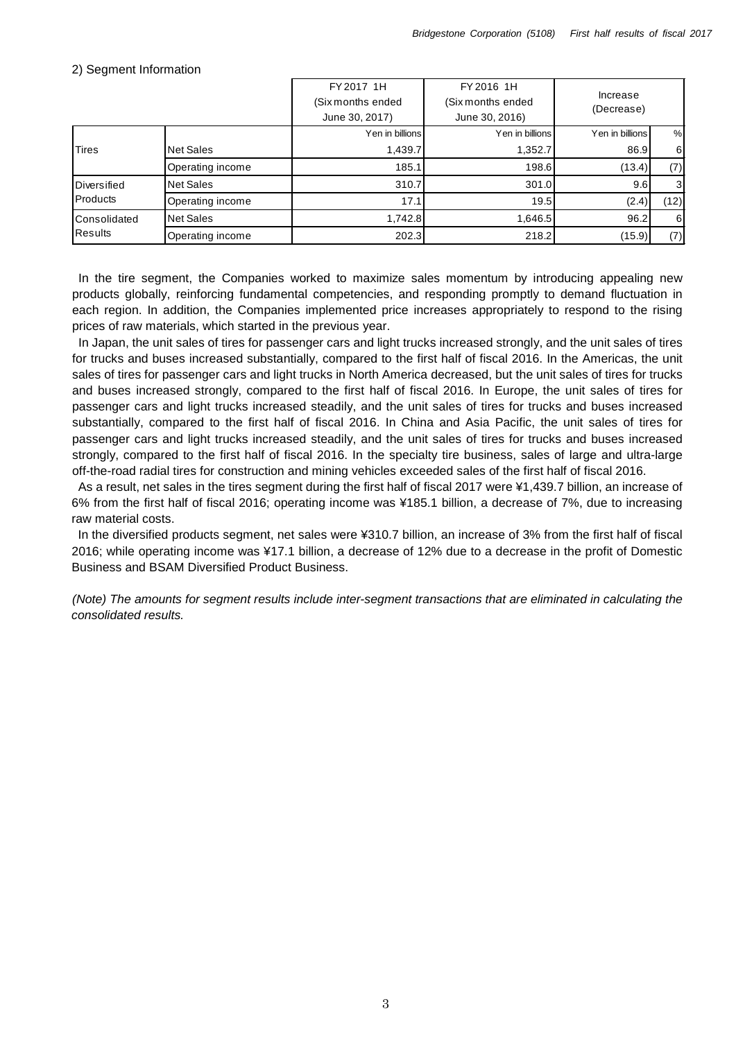2) Segment Information

| | | FY 2017 1H (Six months ended June 30, 2017) | FY 2016 1H (Six months ended June 30, 2016) | Increase (Decrease) | |
|---|---|---|---|---|---|
| | | Yen in billions | Yen in billions | Yen in billions | % |
| Tires | Net Sales | 1,439.7 | 1,352.7 | 86.9 | 6 |
| | Operating income | 185.1 | 198.6 | (13.4) | (7) |
| Diversified Products | Net Sales | 310.7 | 301.0 | 9.6 | 3 |
| | Operating income | 17.1 | 19.5 | (2.4) | (12) |
| Consolidated Results | Net Sales | 1,742.8 | 1,646.5 | 96.2 | 6 |
| | Operating income | 202.3 | 218.2 | (15.9) | (7) |

In the tire segment, the Companies worked to maximize sales momentum by introducing appealing new products globally, reinforcing fundamental competencies, and responding promptly to demand fluctuation in each region. In addition, the Companies implemented price increases appropriately to respond to the rising prices of raw materials, which started in the previous year.

In Japan, the unit sales of tires for passenger cars and light trucks increased strongly, and the unit sales of tires for trucks and buses increased substantially, compared to the first half of fiscal 2016. In the Americas, the unit sales of tires for passenger cars and light trucks in North America decreased, but the unit sales of tires for trucks and buses increased strongly, compared to the first half of fiscal 2016. In Europe, the unit sales of tires for passenger cars and light trucks increased steadily, and the unit sales of tires for trucks and buses increased substantially, compared to the first half of fiscal 2016. In China and Asia Pacific, the unit sales of tires for passenger cars and light trucks increased steadily, and the unit sales of tires for trucks and buses increased strongly, compared to the first half of fiscal 2016. In the specialty tire business, sales of large and ultra-large off-the-road radial tires for construction and mining vehicles exceeded sales of the first half of fiscal 2016.

As a result, net sales in the tires segment during the first half of fiscal 2017 were ¥1,439.7 billion, an increase of 6% from the first half of fiscal 2016; operating income was ¥185.1 billion, a decrease of 7%, due to increasing raw material costs.

In the diversified products segment, net sales were ¥310.7 billion, an increase of 3% from the first half of fiscal 2016; while operating income was ¥17.1 billion, a decrease of 12% due to a decrease in the profit of Domestic Business and BSAM Diversified Product Business.

*(Note) The amounts for segment results include inter-segment transactions that are eliminated in calculating the consolidated results.*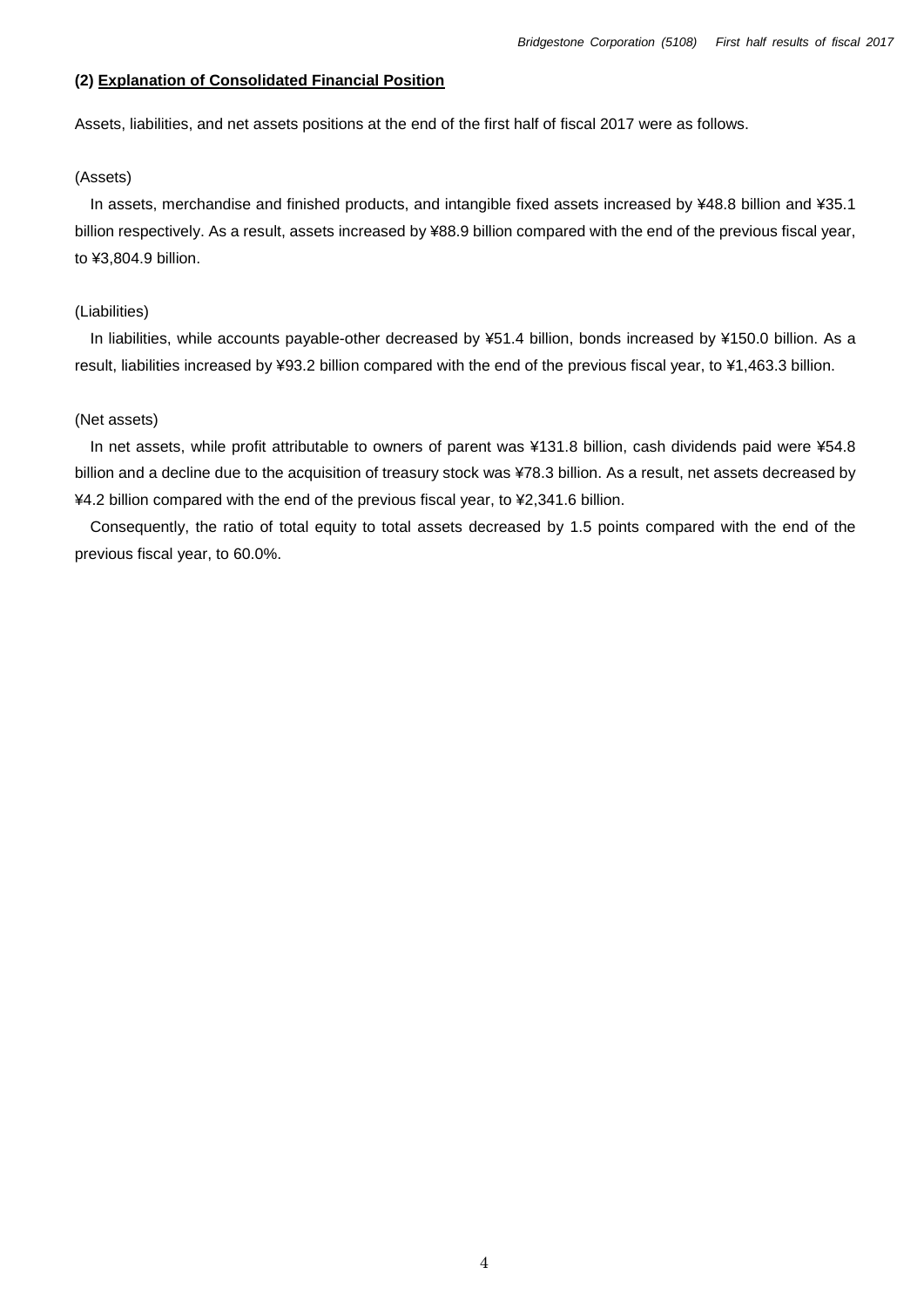### (2) Explanation of Consolidated Financial Position

Assets, liabilities, and net assets positions at the end of the first half of fiscal 2017 were as follows.

(Assets)

In assets, merchandise and finished products, and intangible fixed assets increased by ¥48.8 billion and ¥35.1 billion respectively. As a result, assets increased by ¥88.9 billion compared with the end of the previous fiscal year, to ¥3,804.9 billion.

(Liabilities)

In liabilities, while accounts payable-other decreased by ¥51.4 billion, bonds increased by ¥150.0 billion. As a result, liabilities increased by ¥93.2 billion compared with the end of the previous fiscal year, to ¥1,463.3 billion.

(Net assets)

In net assets, while profit attributable to owners of parent was ¥131.8 billion, cash dividends paid were ¥54.8 billion and a decline due to the acquisition of treasury stock was ¥78.3 billion. As a result, net assets decreased by ¥4.2 billion compared with the end of the previous fiscal year, to ¥2,341.6 billion.

Consequently, the ratio of total equity to total assets decreased by 1.5 points compared with the end of the previous fiscal year, to 60.0%.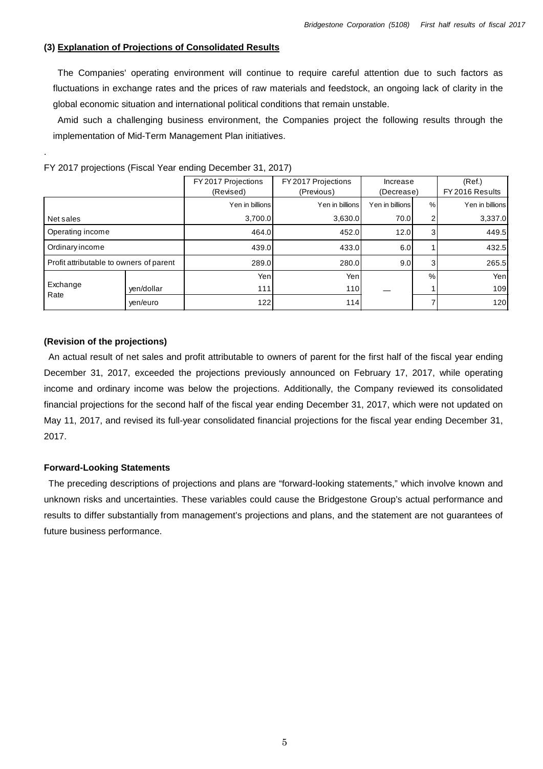### (3) Explanation of Projections of Consolidated Results

The Companies' operating environment will continue to require careful attention due to such factors as fluctuations in exchange rates and the prices of raw materials and feedstock, an ongoing lack of clarity in the global economic situation and international political conditions that remain unstable.

Amid such a challenging business environment, the Companies project the following results through the implementation of Mid-Term Management Plan initiatives.

.

FY 2017 projections (Fiscal Year ending December 31, 2017)

| | | FY 2017 Projections (Revised) | FY 2017 Projections (Previous) | Increase (Decrease) | | (Ref.) FY 2016 Results |
|---|---|---|---|---|---|---|
| | | Yen in billions | Yen in billions | Yen in billions | % | Yen in billions |
| Net sales | | 3,700.0 | 3,630.0 | 70.0 | 2 | 3,337.0 |
| Operating income | | 464.0 | 452.0 | 12.0 | 3 | 449.5 |
| Ordinary income | | 439.0 | 433.0 | 6.0 | 1 | 432.5 |
| Profit attributable to owners of parent | | 289.0 | 280.0 | 9.0 | 3 | 265.5 |
| Exchange Rate | | Yen | Yen | | % | Yen |
| | yen/dollar | 111 | 110 | — | 1 | 109 |
| | yen/euro | 122 | 114 | | 7 | 120 |

#### (Revision of the projections)

An actual result of net sales and profit attributable to owners of parent for the first half of the fiscal year ending December 31, 2017, exceeded the projections previously announced on February 17, 2017, while operating income and ordinary income was below the projections. Additionally, the Company reviewed its consolidated financial projections for the second half of the fiscal year ending December 31, 2017, which were not updated on May 11, 2017, and revised its full-year consolidated financial projections for the fiscal year ending December 31, 2017.

#### Forward-Looking Statements

The preceding descriptions of projections and plans are “forward-looking statements,” which involve known and unknown risks and uncertainties. These variables could cause the Bridgestone Group’s actual performance and results to differ substantially from management’s projections and plans, and the statement are not guarantees of future business performance.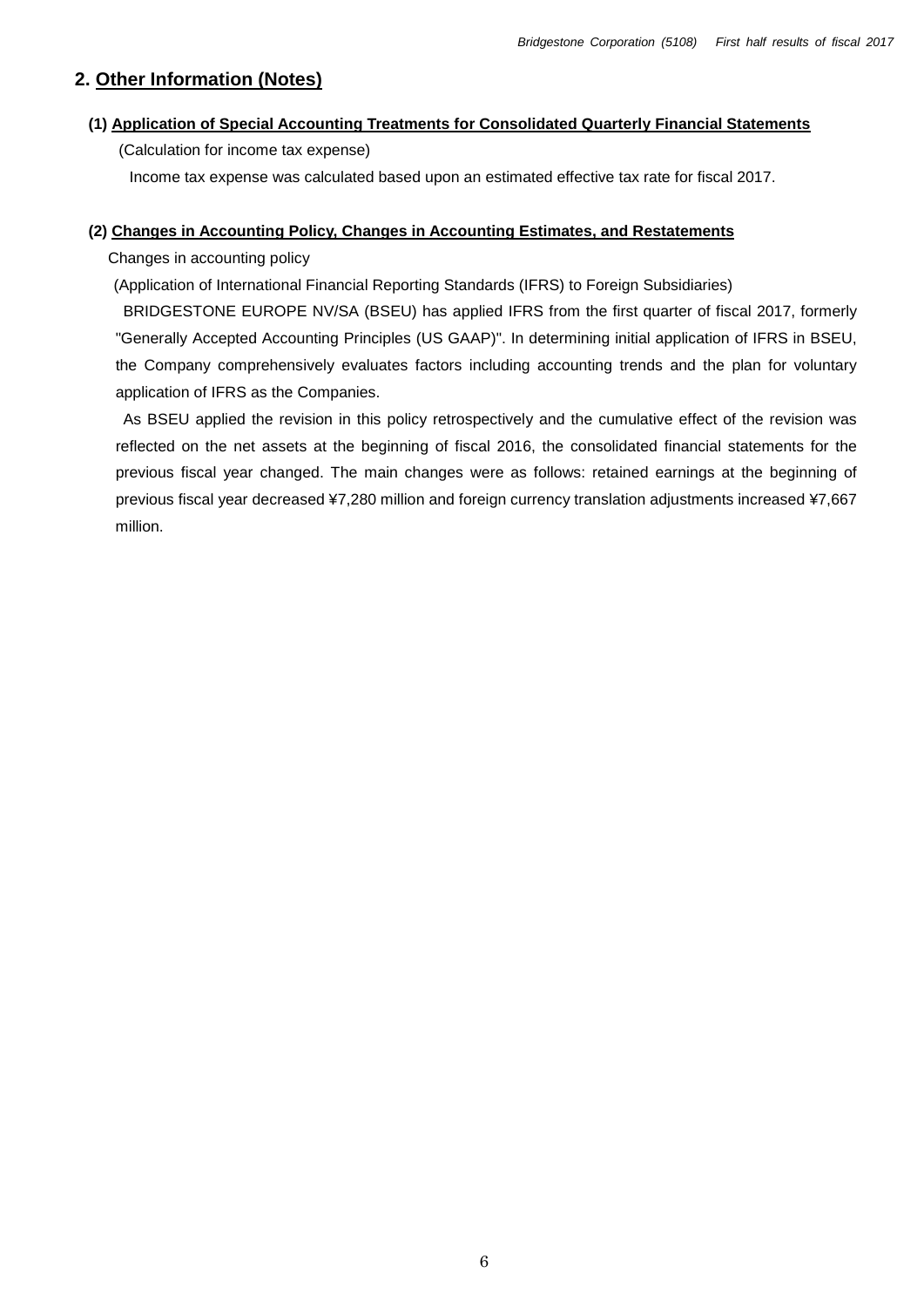## 2. Other Information (Notes)

### (1) Application of Special Accounting Treatments for Consolidated Quarterly Financial Statements

(Calculation for income tax expense)

Income tax expense was calculated based upon an estimated effective tax rate for fiscal 2017.

### (2) Changes in Accounting Policy, Changes in Accounting Estimates, and Restatements

Changes in accounting policy

(Application of International Financial Reporting Standards (IFRS) to Foreign Subsidiaries)

BRIDGESTONE EUROPE NV/SA (BSEU) has applied IFRS from the first quarter of fiscal 2017, formerly "Generally Accepted Accounting Principles (US GAAP)". In determining initial application of IFRS in BSEU, the Company comprehensively evaluates factors including accounting trends and the plan for voluntary application of IFRS as the Companies.

As BSEU applied the revision in this policy retrospectively and the cumulative effect of the revision was reflected on the net assets at the beginning of fiscal 2016, the consolidated financial statements for the previous fiscal year changed. The main changes were as follows: retained earnings at the beginning of previous fiscal year decreased ¥7,280 million and foreign currency translation adjustments increased ¥7,667 million.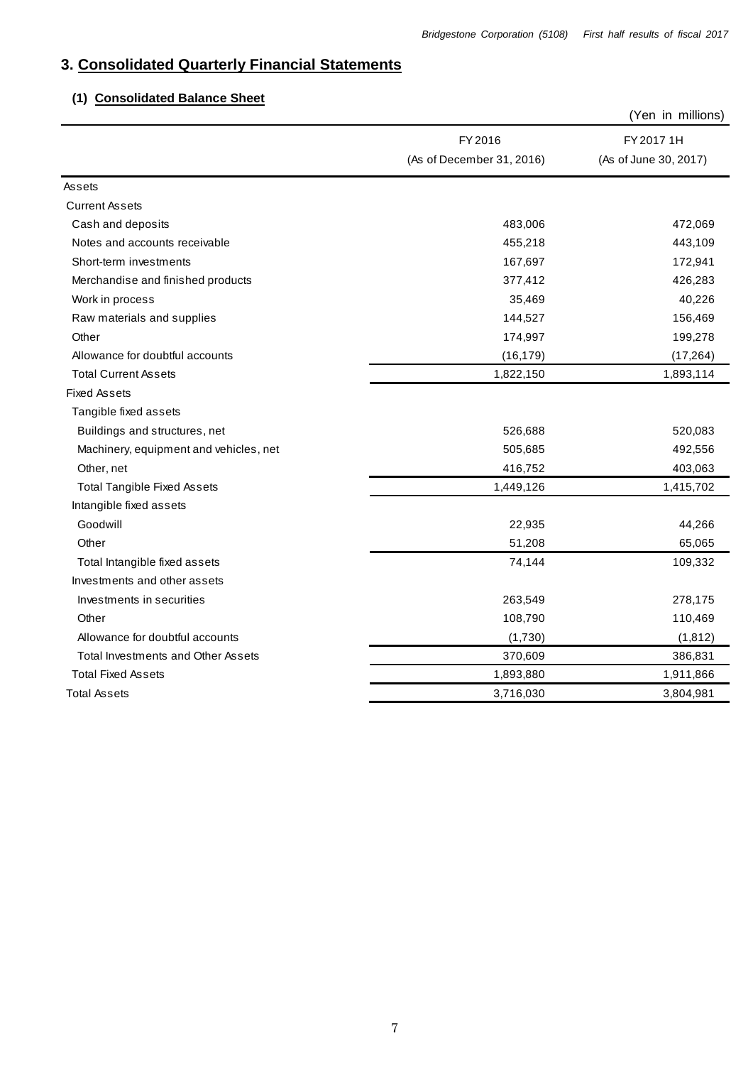## 3. Consolidated Quarterly Financial Statements

### (1) Consolidated Balance Sheet

(Yen in millions)

| | FY2016 (As of December 31, 2016) | FY2017 1H (As of June 30, 2017) |
|---|---|---|
| Assets | | |
| Current Assets | | |
| Cash and deposits | 483,006 | 472,069 |
| Notes and accounts receivable | 455,218 | 443,109 |
| Short-term investments | 167,697 | 172,941 |
| Merchandise and finished products | 377,412 | 426,283 |
| Work in process | 35,469 | 40,226 |
| Raw materials and supplies | 144,527 | 156,469 |
| Other | 174,997 | 199,278 |
| Allowance for doubtful accounts | (16,179) | (17,264) |
| Total Current Assets | 1,822,150 | 1,893,114 |
| Fixed Assets | | |
| Tangible fixed assets | | |
| Buildings and structures, net | 526,688 | 520,083 |
| Machinery, equipment and vehicles, net | 505,685 | 492,556 |
| Other, net | 416,752 | 403,063 |
| Total Tangible Fixed Assets | 1,449,126 | 1,415,702 |
| Intangible fixed assets | | |
| Goodwill | 22,935 | 44,266 |
| Other | 51,208 | 65,065 |
| Total Intangible fixed assets | 74,144 | 109,332 |
| Investments and other assets | | |
| Investments in securities | 263,549 | 278,175 |
| Other | 108,790 | 110,469 |
| Allowance for doubtful accounts | (1,730) | (1,812) |
| Total Investments and Other Assets | 370,609 | 386,831 |
| Total Fixed Assets | 1,893,880 | 1,911,866 |
| Total Assets | 3,716,030 | 3,804,981 |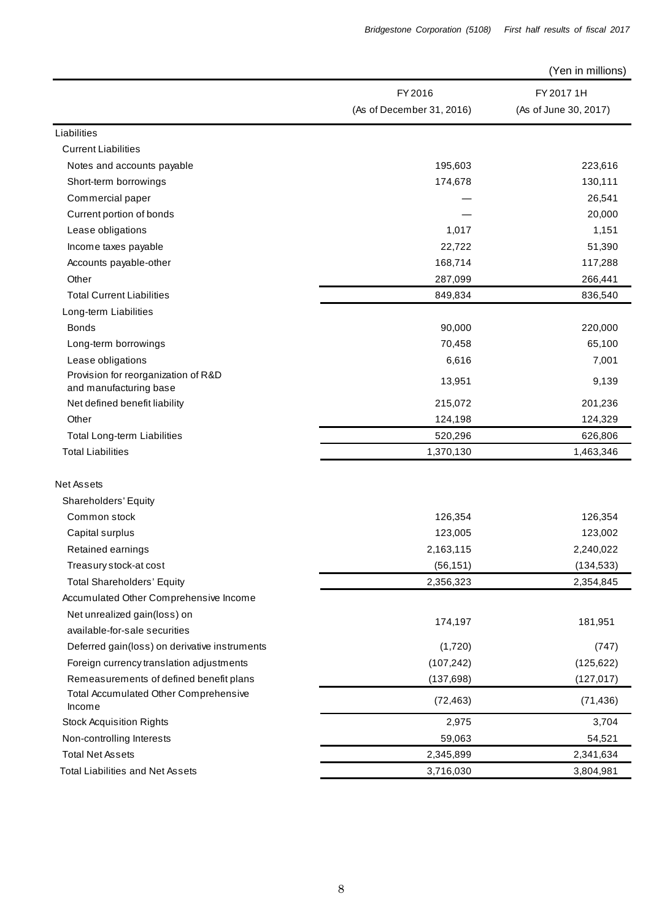(Yen in millions)

| | FY2016 (As of December 31, 2016) | FY2017 1H (As of June 30, 2017) |
|---|---|---|
| Liabilities | | |
| Current Liabilities | | |
| Notes and accounts payable | 195,603 | 223,616 |
| Short-term borrowings | 174,678 | 130,111 |
| Commercial paper | — | 26,541 |
| Current portion of bonds | — | 20,000 |
| Lease obligations | 1,017 | 1,151 |
| Income taxes payable | 22,722 | 51,390 |
| Accounts payable-other | 168,714 | 117,288 |
| Other | 287,099 | 266,441 |
| Total Current Liabilities | 849,834 | 836,540 |
| Long-term Liabilities | | |
| Bonds | 90,000 | 220,000 |
| Long-term borrowings | 70,458 | 65,100 |
| Lease obligations | 6,616 | 7,001 |
| Provision for reorganization of R&D and manufacturing base | 13,951 | 9,139 |
| Net defined benefit liability | 215,072 | 201,236 |
| Other | 124,198 | 124,329 |
| Total Long-term Liabilities | 520,296 | 626,806 |
| Total Liabilities | 1,370,130 | 1,463,346 |
| Net Assets | | |
| Shareholders' Equity | | |
| Common stock | 126,354 | 126,354 |
| Capital surplus | 123,005 | 123,002 |
| Retained earnings | 2,163,115 | 2,240,022 |
| Treasury stock-at cost | (56,151) | (134,533) |
| Total Shareholders' Equity | 2,356,323 | 2,354,845 |
| Accumulated Other Comprehensive Income | | |
| Net unrealized gain(loss) on available-for-sale securities | 174,197 | 181,951 |
| Deferred gain(loss) on derivative instruments | (1,720) | (747) |
| Foreign currency translation adjustments | (107,242) | (125,622) |
| Remeasurements of defined benefit plans | (137,698) | (127,017) |
| Total Accumulated Other Comprehensive Income | (72,463) | (71,436) |
| Stock Acquisition Rights | 2,975 | 3,704 |
| Non-controlling Interests | 59,063 | 54,521 |
| Total Net Assets | 2,345,899 | 2,341,634 |
| Total Liabilities and Net Assets | 3,716,030 | 3,804,981 |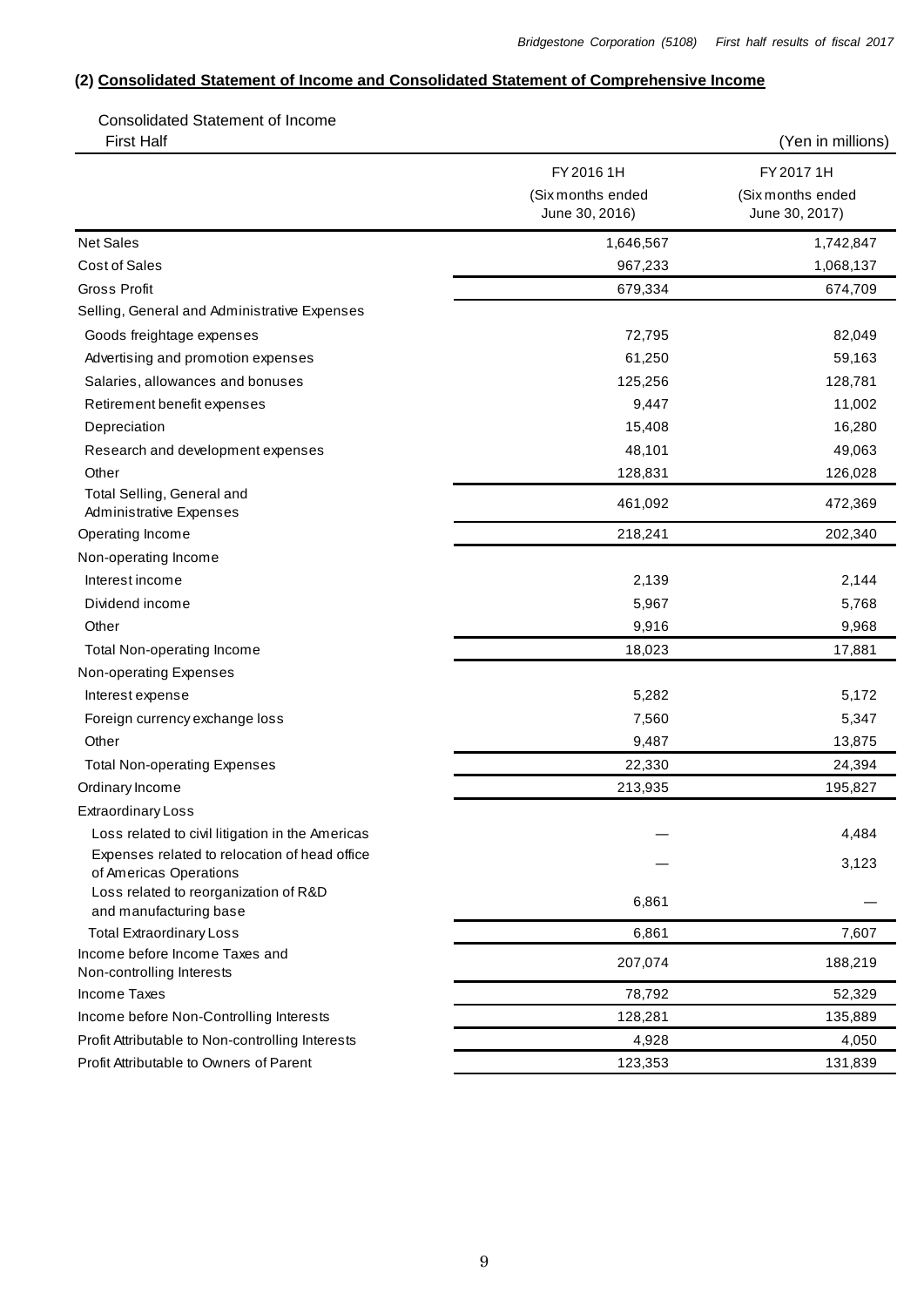## (2) **Consolidated Statement of Income and Consolidated Statement of Comprehensive Income**

Consolidated Statement of Income

First Half

(Yen in millions)

| | FY 2016 1H (Six months ended June 30, 2016) | FY 2017 1H (Six months ended June 30, 2017) |
|---|---|---|
| Net Sales | 1,646,567 | 1,742,847 |
| Cost of Sales | 967,233 | 1,068,137 |
| Gross Profit | 679,334 | 674,709 |
| Selling, General and Administrative Expenses | | |
| Goods freightage expenses | 72,795 | 82,049 |
| Advertising and promotion expenses | 61,250 | 59,163 |
| Salaries, allowances and bonuses | 125,256 | 128,781 |
| Retirement benefit expenses | 9,447 | 11,002 |
| Depreciation | 15,408 | 16,280 |
| Research and development expenses | 48,101 | 49,063 |
| Other | 128,831 | 126,028 |
| Total Selling, General and Administrative Expenses | 461,092 | 472,369 |
| Operating Income | 218,241 | 202,340 |
| Non-operating Income | | |
| Interest income | 2,139 | 2,144 |
| Dividend income | 5,967 | 5,768 |
| Other | 9,916 | 9,968 |
| Total Non-operating Income | 18,023 | 17,881 |
| Non-operating Expenses | | |
| Interest expense | 5,282 | 5,172 |
| Foreign currency exchange loss | 7,560 | 5,347 |
| Other | 9,487 | 13,875 |
| Total Non-operating Expenses | 22,330 | 24,394 |
| Ordinary Income | 213,935 | 195,827 |
| Extraordinary Loss | | |
| Loss related to civil litigation in the Americas | — | 4,484 |
| Expenses related to relocation of head office of Americas Operations | — | 3,123 |
| Loss related to reorganization of R&D and manufacturing base | 6,861 | — |
| Total Extraordinary Loss | 6,861 | 7,607 |
| Income before Income Taxes and Non-controlling Interests | 207,074 | 188,219 |
| Income Taxes | 78,792 | 52,329 |
| Income before Non-Controlling Interests | 128,281 | 135,889 |
| Profit Attributable to Non-controlling Interests | 4,928 | 4,050 |
| Profit Attributable to Owners of Parent | 123,353 | 131,839 |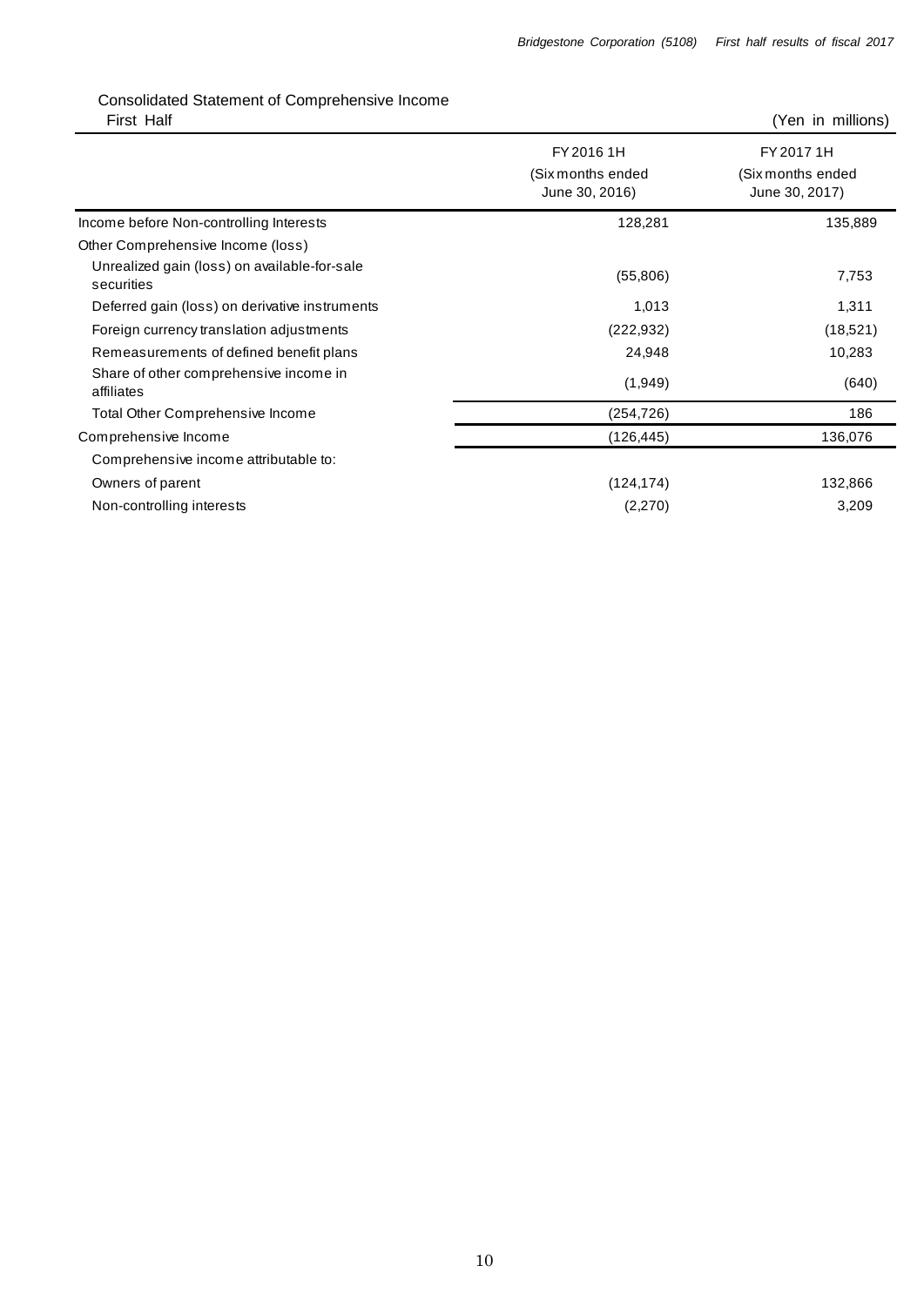## Consolidated Statement of Comprehensive Income

First Half

(Yen in millions)

| | FY 2016 1H (Six months ended June 30, 2016) | FY 2017 1H (Six months ended June 30, 2017) |
|---|---|---|
| Income before Non-controlling Interests | 128,281 | 135,889 |
| Other Comprehensive Income (loss) | | |
| Unrealized gain (loss) on available-for-sale securities | (55,806) | 7,753 |
| Deferred gain (loss) on derivative instruments | 1,013 | 1,311 |
| Foreign currency translation adjustments | (222,932) | (18,521) |
| Remeasurements of defined benefit plans | 24,948 | 10,283 |
| Share of other comprehensive income in affiliates | (1,949) | (640) |
| Total Other Comprehensive Income | (254,726) | 186 |
| Comprehensive Income | (126,445) | 136,076 |
| Comprehensive income attributable to: | | |
| Owners of parent | (124,174) | 132,866 |
| Non-controlling interests | (2,270) | 3,209 |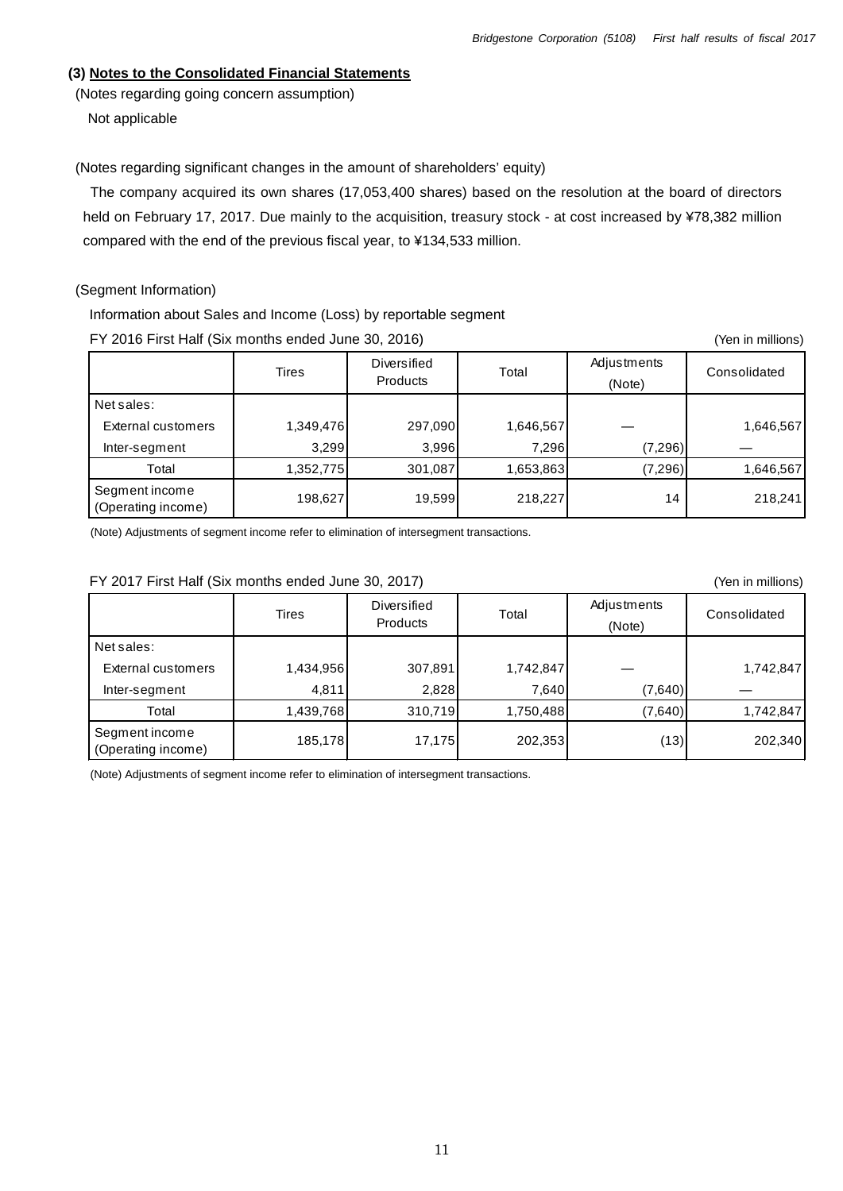### (3) Notes to the Consolidated Financial Statements

(Notes regarding going concern assumption)

Not applicable

(Notes regarding significant changes in the amount of shareholders' equity)

The company acquired its own shares (17,053,400 shares) based on the resolution at the board of directors held on February 17, 2017. Due mainly to the acquisition, treasury stock - at cost increased by ¥78,382 million compared with the end of the previous fiscal year, to ¥134,533 million.

(Segment Information)

Information about Sales and Income (Loss) by reportable segment

FY 2016 First Half (Six months ended June 30, 2016) (Yen in millions)

| | Tires | Diversified Products | Total | Adjustments (Note) | Consolidated |
|---|---|---|---|---|---|
| Net sales: | | | | | |
| External customers | 1,349,476 | 297,090 | 1,646,567 | — | 1,646,567 |
| Inter-segment | 3,299 | 3,996 | 7,296 | (7,296) | — |
| Total | 1,352,775 | 301,087 | 1,653,863 | (7,296) | 1,646,567 |
| Segment income (Operating income) | 198,627 | 19,599 | 218,227 | 14 | 218,241 |

(Note) Adjustments of segment income refer to elimination of intersegment transactions.

FY 2017 First Half (Six months ended June 30, 2017) (Yen in millions)

| | Tires | Diversified Products | Total | Adjustments (Note) | Consolidated |
|---|---|---|---|---|---|
| Net sales: | | | | | |
| External customers | 1,434,956 | 307,891 | 1,742,847 | — | 1,742,847 |
| Inter-segment | 4,811 | 2,828 | 7,640 | (7,640) | — |
| Total | 1,439,768 | 310,719 | 1,750,488 | (7,640) | 1,742,847 |
| Segment income (Operating income) | 185,178 | 17,175 | 202,353 | (13) | 202,340 |

(Note) Adjustments of segment income refer to elimination of intersegment transactions.